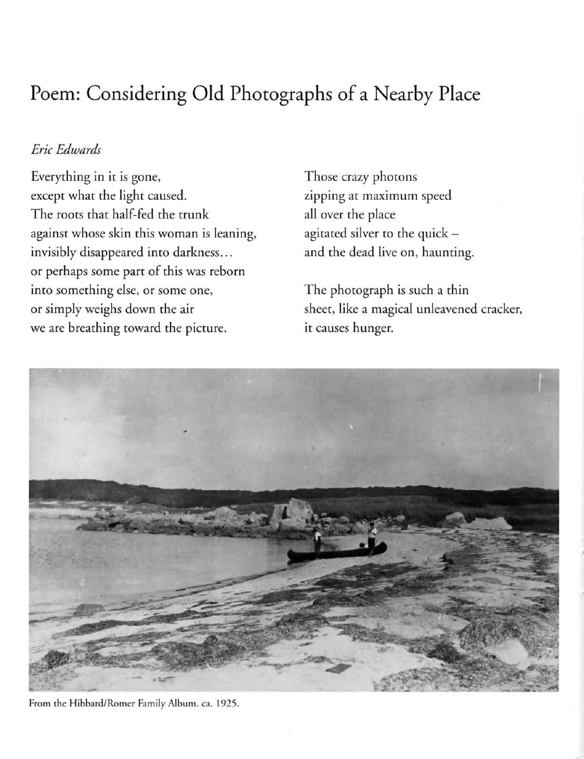# Poem: Considering Old Photographs of a Nearby Place

*Eric Edwards*

Everything in it is gone,
except what the light caused.
The roots that half-fed the trunk
against whose skin this woman is leaning,
invisibly disappeared into darkness...
or perhaps some part of this was reborn
into something else, or some one,
or simply weighs down the air
we are breathing toward the picture.

Those crazy photons
zipping at maximum speed
all over the place
agitated silver to the quick –
and the dead live on, haunting.

The photograph is such a thin
sheet, like a magical unleavened cracker,
it causes hunger.

From the Hibbard/Romer Family Album. ca. 1925.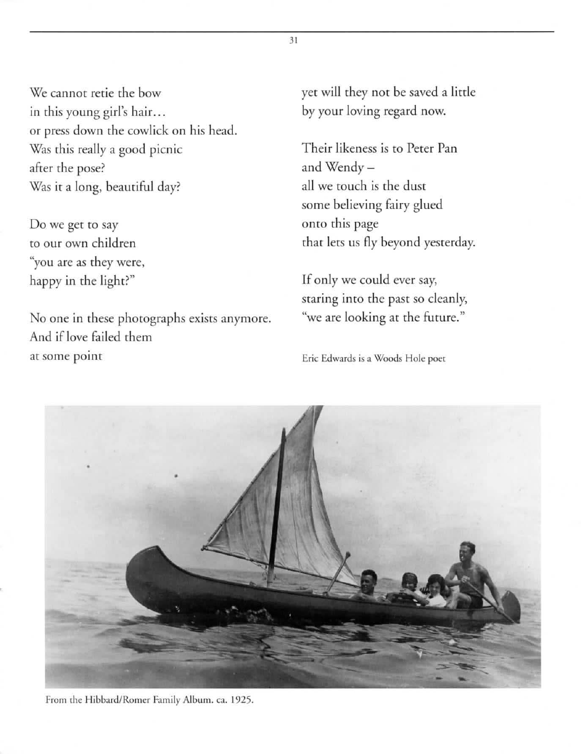We cannot retie the bow
in this young girl's hair...
or press down the cowlick on his head.
Was this really a good picnic
after the pose?
Was it a long, beautiful day?

Do we get to say
to our own children
"you are as they were,
happy in the light?"

No one in these photographs exists anymore.
And if love failed them
at some point
yet will they not be saved a little
by your loving regard now.

Their likeness is to Peter Pan
and Wendy –
all we touch is the dust
some believing fairy glued
onto this page
that lets us fly beyond yesterday.

If only we could ever say,
staring into the past so cleanly,
"we are looking at the future."

Eric Edwards is a Woods Hole poet

From the Hibbard/Romer Family Album. ca. 1925.